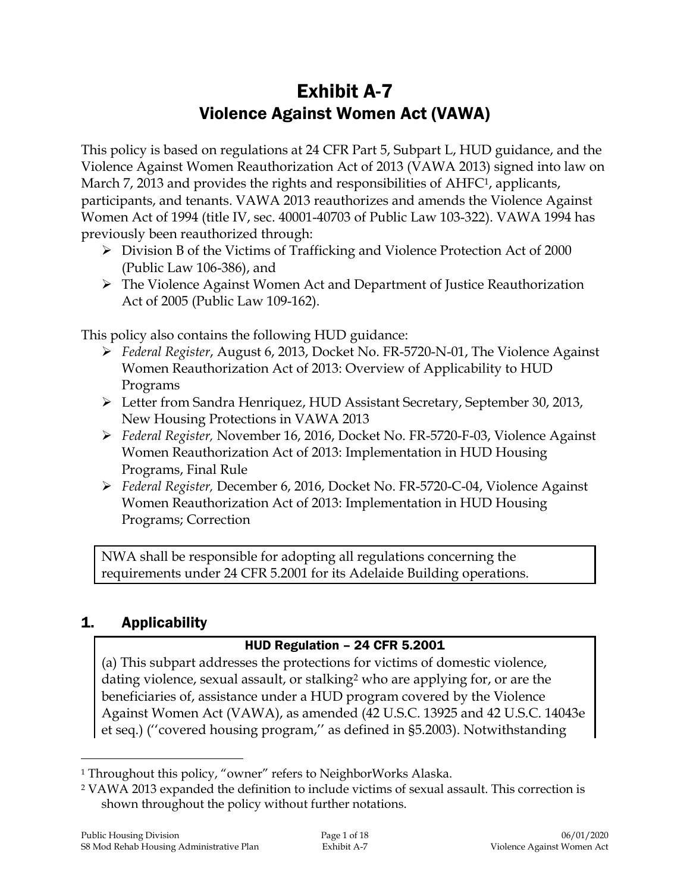# Exhibit A-7
## Violence Against Women Act (VAWA)

This policy is based on regulations at 24 CFR Part 5, Subpart L, HUD guidance, and the Violence Against Women Reauthorization Act of 2013 (VAWA 2013) signed into law on March 7, 2013 and provides the rights and responsibilities of AHFC[1], applicants, participants, and tenants. VAWA 2013 reauthorizes and amends the Violence Against Women Act of 1994 (title IV, sec. 40001-40703 of Public Law 103-322). VAWA 1994 has previously been reauthorized through:

- Division B of the Victims of Trafficking and Violence Protection Act of 2000 (Public Law 106-386), and
- The Violence Against Women Act and Department of Justice Reauthorization Act of 2005 (Public Law 109-162).

This policy also contains the following HUD guidance:

- *Federal Register*, August 6, 2013, Docket No. FR-5720-N-01, The Violence Against Women Reauthorization Act of 2013: Overview of Applicability to HUD Programs
- Letter from Sandra Henriquez, HUD Assistant Secretary, September 30, 2013, New Housing Protections in VAWA 2013
- *Federal Register,* November 16, 2016, Docket No. FR-5720-F-03, Violence Against Women Reauthorization Act of 2013: Implementation in HUD Housing Programs, Final Rule
- *Federal Register,* December 6, 2016, Docket No. FR-5720-C-04, Violence Against Women Reauthorization Act of 2013: Implementation in HUD Housing Programs; Correction

NWA shall be responsible for adopting all regulations concerning the requirements under 24 CFR 5.2001 for its Adelaide Building operations.

## 1. Applicability

**HUD Regulation – 24 CFR 5.2001**

(a) This subpart addresses the protections for victims of domestic violence, dating violence, sexual assault, or stalking[2] who are applying for, or are the beneficiaries of, assistance under a HUD program covered by the Violence Against Women Act (VAWA), as amended (42 U.S.C. 13925 and 42 U.S.C. 14043e et seq.) (''covered housing program,'' as defined in §5.2003). Notwithstanding

[1] Throughout this policy, "owner" refers to NeighborWorks Alaska.

[2] VAWA 2013 expanded the definition to include victims of sexual assault. This correction is shown throughout the policy without further notations.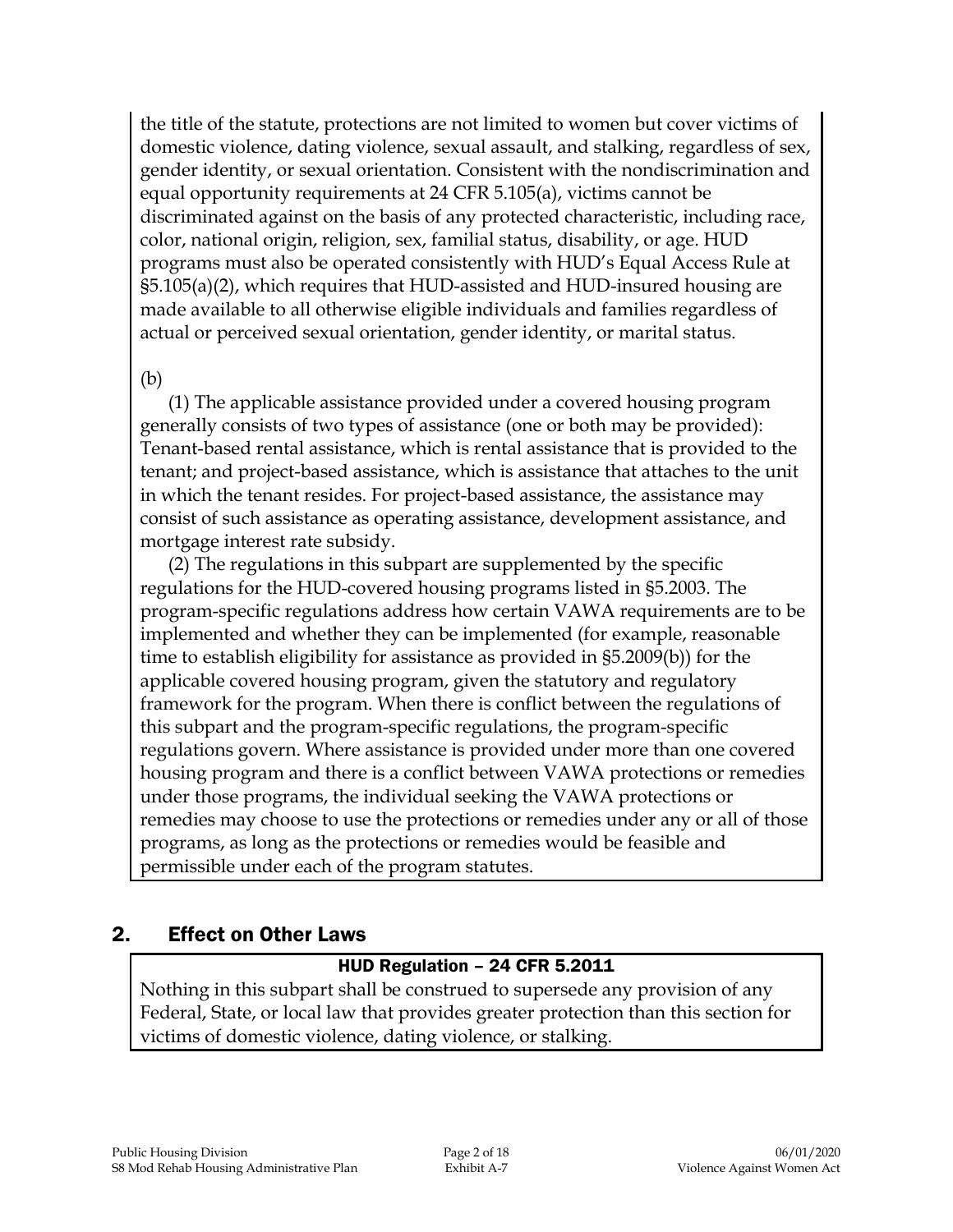the title of the statute, protections are not limited to women but cover victims of domestic violence, dating violence, sexual assault, and stalking, regardless of sex, gender identity, or sexual orientation. Consistent with the nondiscrimination and equal opportunity requirements at 24 CFR 5.105(a), victims cannot be discriminated against on the basis of any protected characteristic, including race, color, national origin, religion, sex, familial status, disability, or age. HUD programs must also be operated consistently with HUD's Equal Access Rule at §5.105(a)(2), which requires that HUD-assisted and HUD-insured housing are made available to all otherwise eligible individuals and families regardless of actual or perceived sexual orientation, gender identity, or marital status.

(b)

(1) The applicable assistance provided under a covered housing program generally consists of two types of assistance (one or both may be provided): Tenant-based rental assistance, which is rental assistance that is provided to the tenant; and project-based assistance, which is assistance that attaches to the unit in which the tenant resides. For project-based assistance, the assistance may consist of such assistance as operating assistance, development assistance, and mortgage interest rate subsidy.

(2) The regulations in this subpart are supplemented by the specific regulations for the HUD-covered housing programs listed in §5.2003. The program-specific regulations address how certain VAWA requirements are to be implemented and whether they can be implemented (for example, reasonable time to establish eligibility for assistance as provided in §5.2009(b)) for the applicable covered housing program, given the statutory and regulatory framework for the program. When there is conflict between the regulations of this subpart and the program-specific regulations, the program-specific regulations govern. Where assistance is provided under more than one covered housing program and there is a conflict between VAWA protections or remedies under those programs, the individual seeking the VAWA protections or remedies may choose to use the protections or remedies under any or all of those programs, as long as the protections or remedies would be feasible and permissible under each of the program statutes.

## 2. Effect on Other Laws

**HUD Regulation – 24 CFR 5.2011**

Nothing in this subpart shall be construed to supersede any provision of any Federal, State, or local law that provides greater protection than this section for victims of domestic violence, dating violence, or stalking.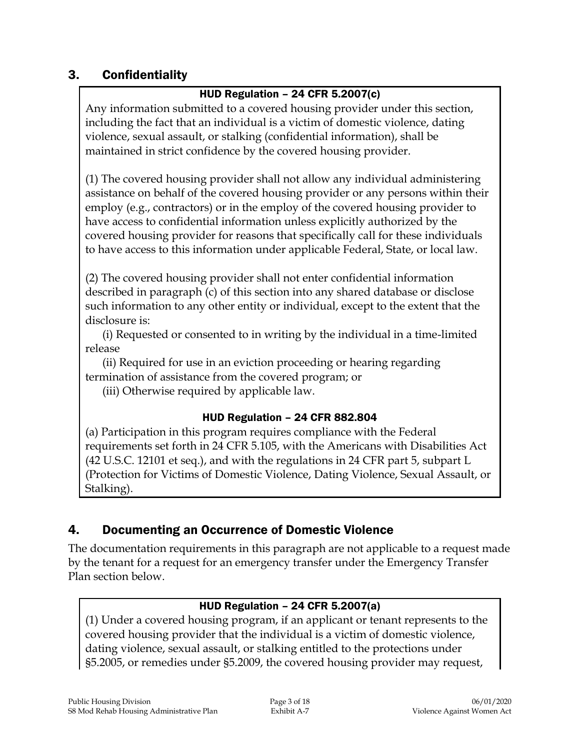## 3. Confidentiality

**HUD Regulation – 24 CFR 5.2007(c)**

Any information submitted to a covered housing provider under this section, including the fact that an individual is a victim of domestic violence, dating violence, sexual assault, or stalking (confidential information), shall be maintained in strict confidence by the covered housing provider.

(1) The covered housing provider shall not allow any individual administering assistance on behalf of the covered housing provider or any persons within their employ (e.g., contractors) or in the employ of the covered housing provider to have access to confidential information unless explicitly authorized by the covered housing provider for reasons that specifically call for these individuals to have access to this information under applicable Federal, State, or local law.

(2) The covered housing provider shall not enter confidential information described in paragraph (c) of this section into any shared database or disclose such information to any other entity or individual, except to the extent that the disclosure is:

(i) Requested or consented to in writing by the individual in a time-limited release

(ii) Required for use in an eviction proceeding or hearing regarding termination of assistance from the covered program; or

(iii) Otherwise required by applicable law.

**HUD Regulation – 24 CFR 882.804**

(a) Participation in this program requires compliance with the Federal requirements set forth in 24 CFR 5.105, with the Americans with Disabilities Act (42 U.S.C. 12101 et seq.), and with the regulations in 24 CFR part 5, subpart L (Protection for Victims of Domestic Violence, Dating Violence, Sexual Assault, or Stalking).

## 4. Documenting an Occurrence of Domestic Violence

The documentation requirements in this paragraph are not applicable to a request made by the tenant for a request for an emergency transfer under the Emergency Transfer Plan section below.

**HUD Regulation – 24 CFR 5.2007(a)**

(1) Under a covered housing program, if an applicant or tenant represents to the covered housing provider that the individual is a victim of domestic violence, dating violence, sexual assault, or stalking entitled to the protections under §5.2005, or remedies under §5.2009, the covered housing provider may request,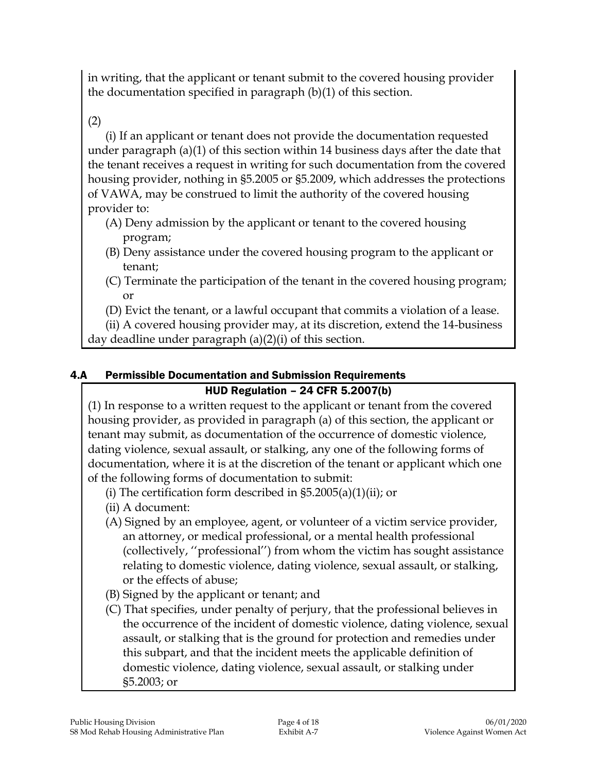in writing, that the applicant or tenant submit to the covered housing provider the documentation specified in paragraph (b)(1) of this section.

(2)

(i) If an applicant or tenant does not provide the documentation requested under paragraph (a)(1) of this section within 14 business days after the date that the tenant receives a request in writing for such documentation from the covered housing provider, nothing in §5.2005 or §5.2009, which addresses the protections of VAWA, may be construed to limit the authority of the covered housing provider to:

- (A) Deny admission by the applicant or tenant to the covered housing program;
- (B) Deny assistance under the covered housing program to the applicant or tenant;
- (C) Terminate the participation of the tenant in the covered housing program; or
- (D) Evict the tenant, or a lawful occupant that commits a violation of a lease.

(ii) A covered housing provider may, at its discretion, extend the 14-business day deadline under paragraph (a)(2)(i) of this section.

## 4.A Permissible Documentation and Submission Requirements

### HUD Regulation – 24 CFR 5.2007(b)

(1) In response to a written request to the applicant or tenant from the covered housing provider, as provided in paragraph (a) of this section, the applicant or tenant may submit, as documentation of the occurrence of domestic violence, dating violence, sexual assault, or stalking, any one of the following forms of documentation, where it is at the discretion of the tenant or applicant which one of the following forms of documentation to submit:

- (i) The certification form described in §5.2005(a)(1)(ii); or
- (ii) A document:
- (A) Signed by an employee, agent, or volunteer of a victim service provider, an attorney, or medical professional, or a mental health professional (collectively, ''professional'') from whom the victim has sought assistance relating to domestic violence, dating violence, sexual assault, or stalking, or the effects of abuse;
- (B) Signed by the applicant or tenant; and
- (C) That specifies, under penalty of perjury, that the professional believes in the occurrence of the incident of domestic violence, dating violence, sexual assault, or stalking that is the ground for protection and remedies under this subpart, and that the incident meets the applicable definition of domestic violence, dating violence, sexual assault, or stalking under §5.2003; or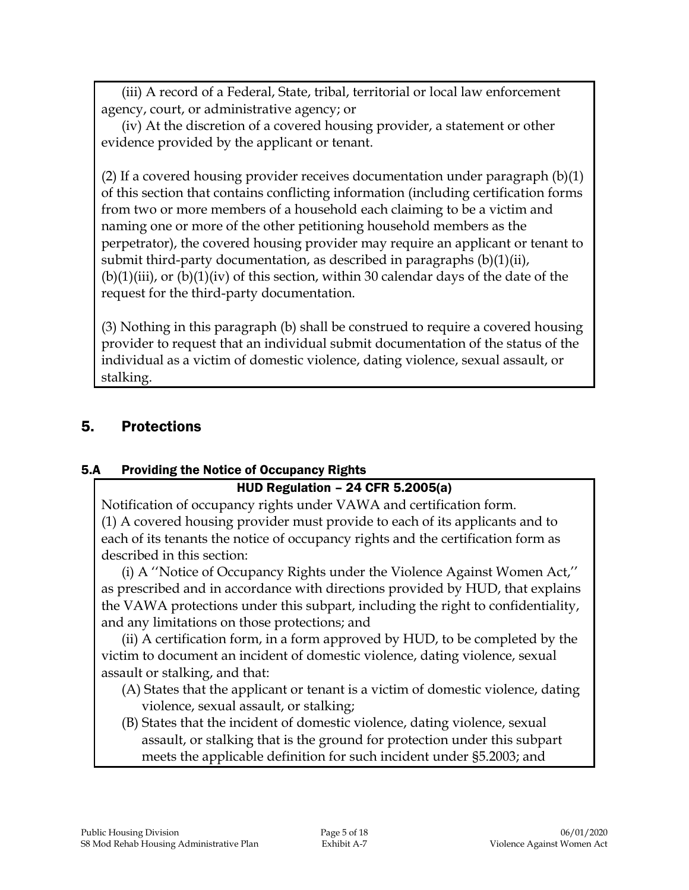(iii) A record of a Federal, State, tribal, territorial or local law enforcement agency, court, or administrative agency; or

(iv) At the discretion of a covered housing provider, a statement or other evidence provided by the applicant or tenant.

(2) If a covered housing provider receives documentation under paragraph (b)(1) of this section that contains conflicting information (including certification forms from two or more members of a household each claiming to be a victim and naming one or more of the other petitioning household members as the perpetrator), the covered housing provider may require an applicant or tenant to submit third-party documentation, as described in paragraphs (b)(1)(ii), (b)(1)(iii), or (b)(1)(iv) of this section, within 30 calendar days of the date of the request for the third-party documentation.

(3) Nothing in this paragraph (b) shall be construed to require a covered housing provider to request that an individual submit documentation of the status of the individual as a victim of domestic violence, dating violence, sexual assault, or stalking.

## 5. Protections

### 5.A Providing the Notice of Occupancy Rights

**HUD Regulation – 24 CFR 5.2005(a)**

Notification of occupancy rights under VAWA and certification form.

(1) A covered housing provider must provide to each of its applicants and to each of its tenants the notice of occupancy rights and the certification form as described in this section:

(i) A ''Notice of Occupancy Rights under the Violence Against Women Act,'' as prescribed and in accordance with directions provided by HUD, that explains the VAWA protections under this subpart, including the right to confidentiality, and any limitations on those protections; and

(ii) A certification form, in a form approved by HUD, to be completed by the victim to document an incident of domestic violence, dating violence, sexual assault or stalking, and that:

(A) States that the applicant or tenant is a victim of domestic violence, dating violence, sexual assault, or stalking;

(B) States that the incident of domestic violence, dating violence, sexual assault, or stalking that is the ground for protection under this subpart meets the applicable definition for such incident under §5.2003; and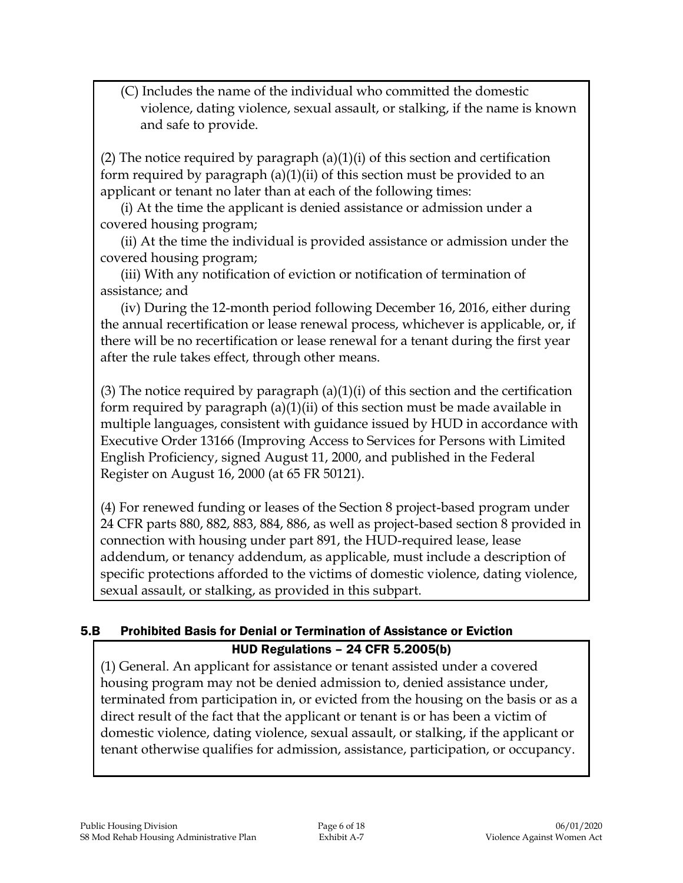(C) Includes the name of the individual who committed the domestic violence, dating violence, sexual assault, or stalking, if the name is known and safe to provide.

(2) The notice required by paragraph (a)(1)(i) of this section and certification form required by paragraph (a)(1)(ii) of this section must be provided to an applicant or tenant no later than at each of the following times:

(i) At the time the applicant is denied assistance or admission under a covered housing program;

(ii) At the time the individual is provided assistance or admission under the covered housing program;

(iii) With any notification of eviction or notification of termination of assistance; and

(iv) During the 12-month period following December 16, 2016, either during the annual recertification or lease renewal process, whichever is applicable, or, if there will be no recertification or lease renewal for a tenant during the first year after the rule takes effect, through other means.

(3) The notice required by paragraph (a)(1)(i) of this section and the certification form required by paragraph (a)(1)(ii) of this section must be made available in multiple languages, consistent with guidance issued by HUD in accordance with Executive Order 13166 (Improving Access to Services for Persons with Limited English Proficiency, signed August 11, 2000, and published in the Federal Register on August 16, 2000 (at 65 FR 50121).

(4) For renewed funding or leases of the Section 8 project-based program under 24 CFR parts 880, 882, 883, 884, 886, as well as project-based section 8 provided in connection with housing under part 891, the HUD-required lease, lease addendum, or tenancy addendum, as applicable, must include a description of specific protections afforded to the victims of domestic violence, dating violence, sexual assault, or stalking, as provided in this subpart.

## 5.B Prohibited Basis for Denial or Termination of Assistance or Eviction

**HUD Regulations – 24 CFR 5.2005(b)**

(1) General. An applicant for assistance or tenant assisted under a covered housing program may not be denied admission to, denied assistance under, terminated from participation in, or evicted from the housing on the basis or as a direct result of the fact that the applicant or tenant is or has been a victim of domestic violence, dating violence, sexual assault, or stalking, if the applicant or tenant otherwise qualifies for admission, assistance, participation, or occupancy.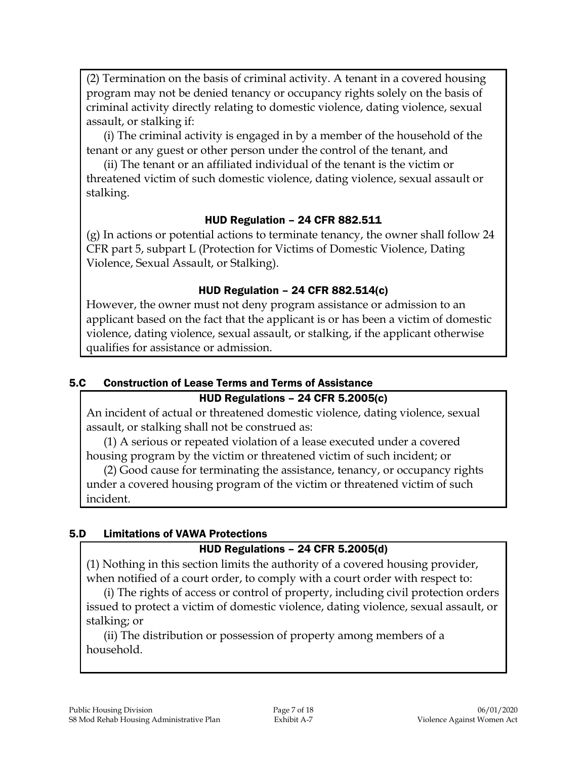(2) Termination on the basis of criminal activity. A tenant in a covered housing program may not be denied tenancy or occupancy rights solely on the basis of criminal activity directly relating to domestic violence, dating violence, sexual assault, or stalking if:

(i) The criminal activity is engaged in by a member of the household of the tenant or any guest or other person under the control of the tenant, and

(ii) The tenant or an affiliated individual of the tenant is the victim or threatened victim of such domestic violence, dating violence, sexual assault or stalking.

**HUD Regulation – 24 CFR 882.511**

(g) In actions or potential actions to terminate tenancy, the owner shall follow 24 CFR part 5, subpart L (Protection for Victims of Domestic Violence, Dating Violence, Sexual Assault, or Stalking).

**HUD Regulation – 24 CFR 882.514(c)**

However, the owner must not deny program assistance or admission to an applicant based on the fact that the applicant is or has been a victim of domestic violence, dating violence, sexual assault, or stalking, if the applicant otherwise qualifies for assistance or admission.

## 5.C Construction of Lease Terms and Terms of Assistance

**HUD Regulations – 24 CFR 5.2005(c)**

An incident of actual or threatened domestic violence, dating violence, sexual assault, or stalking shall not be construed as:

(1) A serious or repeated violation of a lease executed under a covered housing program by the victim or threatened victim of such incident; or

(2) Good cause for terminating the assistance, tenancy, or occupancy rights under a covered housing program of the victim or threatened victim of such incident.

## 5.D Limitations of VAWA Protections

**HUD Regulations – 24 CFR 5.2005(d)**

(1) Nothing in this section limits the authority of a covered housing provider, when notified of a court order, to comply with a court order with respect to:

(i) The rights of access or control of property, including civil protection orders issued to protect a victim of domestic violence, dating violence, sexual assault, or stalking; or

(ii) The distribution or possession of property among members of a household.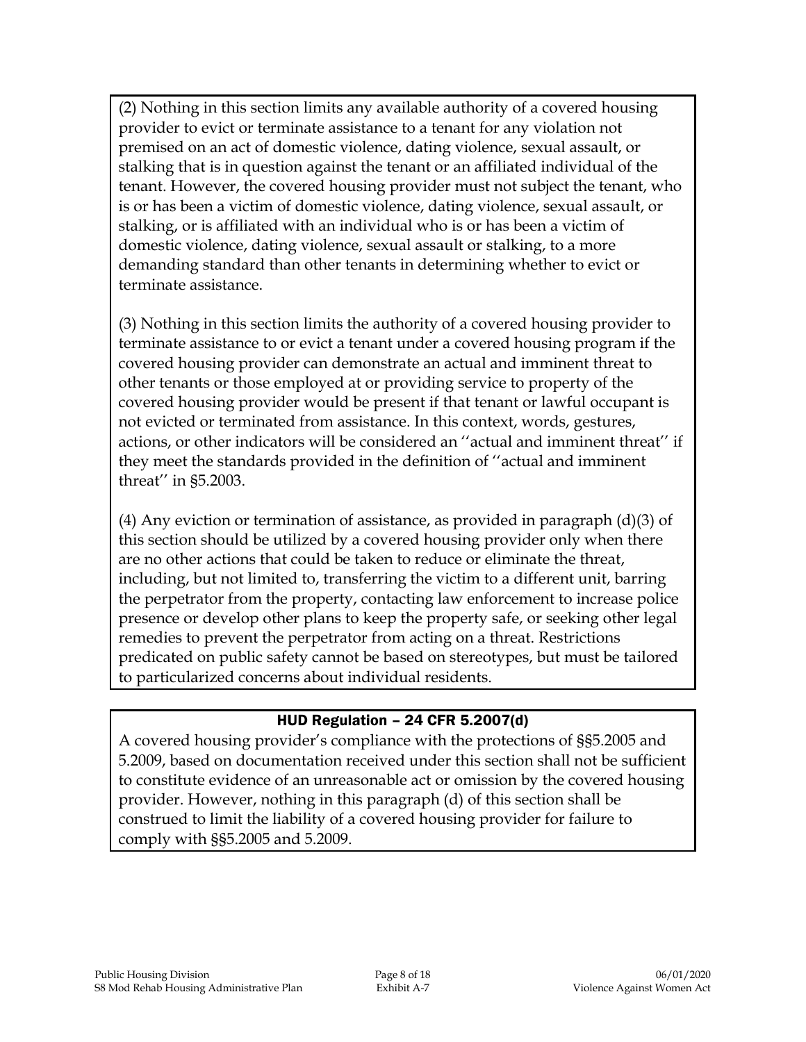(2) Nothing in this section limits any available authority of a covered housing provider to evict or terminate assistance to a tenant for any violation not premised on an act of domestic violence, dating violence, sexual assault, or stalking that is in question against the tenant or an affiliated individual of the tenant. However, the covered housing provider must not subject the tenant, who is or has been a victim of domestic violence, dating violence, sexual assault, or stalking, or is affiliated with an individual who is or has been a victim of domestic violence, dating violence, sexual assault or stalking, to a more demanding standard than other tenants in determining whether to evict or terminate assistance.

(3) Nothing in this section limits the authority of a covered housing provider to terminate assistance to or evict a tenant under a covered housing program if the covered housing provider can demonstrate an actual and imminent threat to other tenants or those employed at or providing service to property of the covered housing provider would be present if that tenant or lawful occupant is not evicted or terminated from assistance. In this context, words, gestures, actions, or other indicators will be considered an ''actual and imminent threat'' if they meet the standards provided in the definition of ''actual and imminent threat'' in §5.2003.

(4) Any eviction or termination of assistance, as provided in paragraph (d)(3) of this section should be utilized by a covered housing provider only when there are no other actions that could be taken to reduce or eliminate the threat, including, but not limited to, transferring the victim to a different unit, barring the perpetrator from the property, contacting law enforcement to increase police presence or develop other plans to keep the property safe, or seeking other legal remedies to prevent the perpetrator from acting on a threat. Restrictions predicated on public safety cannot be based on stereotypes, but must be tailored to particularized concerns about individual residents.

**HUD Regulation – 24 CFR 5.2007(d)**

A covered housing provider's compliance with the protections of §§5.2005 and 5.2009, based on documentation received under this section shall not be sufficient to constitute evidence of an unreasonable act or omission by the covered housing provider. However, nothing in this paragraph (d) of this section shall be construed to limit the liability of a covered housing provider for failure to comply with §§5.2005 and 5.2009.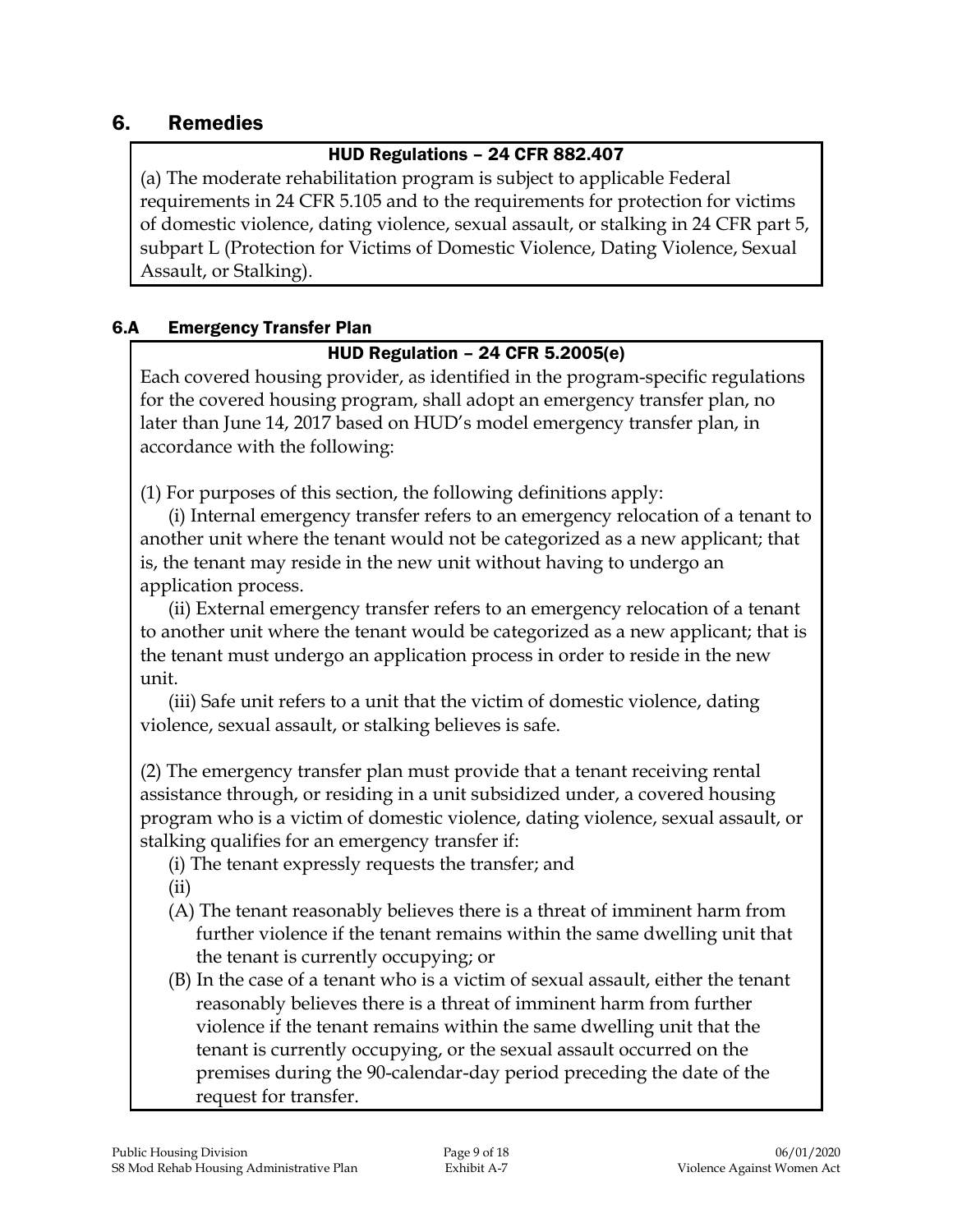## 6. Remedies

**HUD Regulations – 24 CFR 882.407**

(a) The moderate rehabilitation program is subject to applicable Federal requirements in 24 CFR 5.105 and to the requirements for protection for victims of domestic violence, dating violence, sexual assault, or stalking in 24 CFR part 5, subpart L (Protection for Victims of Domestic Violence, Dating Violence, Sexual Assault, or Stalking).

### 6.A Emergency Transfer Plan

**HUD Regulation – 24 CFR 5.2005(e)**

Each covered housing provider, as identified in the program-specific regulations for the covered housing program, shall adopt an emergency transfer plan, no later than June 14, 2017 based on HUD's model emergency transfer plan, in accordance with the following:

(1) For purposes of this section, the following definitions apply:

(i) Internal emergency transfer refers to an emergency relocation of a tenant to another unit where the tenant would not be categorized as a new applicant; that is, the tenant may reside in the new unit without having to undergo an application process.

(ii) External emergency transfer refers to an emergency relocation of a tenant to another unit where the tenant would be categorized as a new applicant; that is the tenant must undergo an application process in order to reside in the new unit.

(iii) Safe unit refers to a unit that the victim of domestic violence, dating violence, sexual assault, or stalking believes is safe.

(2) The emergency transfer plan must provide that a tenant receiving rental assistance through, or residing in a unit subsidized under, a covered housing program who is a victim of domestic violence, dating violence, sexual assault, or stalking qualifies for an emergency transfer if:

(i) The tenant expressly requests the transfer; and

(ii)

(A) The tenant reasonably believes there is a threat of imminent harm from further violence if the tenant remains within the same dwelling unit that the tenant is currently occupying; or

(B) In the case of a tenant who is a victim of sexual assault, either the tenant reasonably believes there is a threat of imminent harm from further violence if the tenant remains within the same dwelling unit that the tenant is currently occupying, or the sexual assault occurred on the premises during the 90-calendar-day period preceding the date of the request for transfer.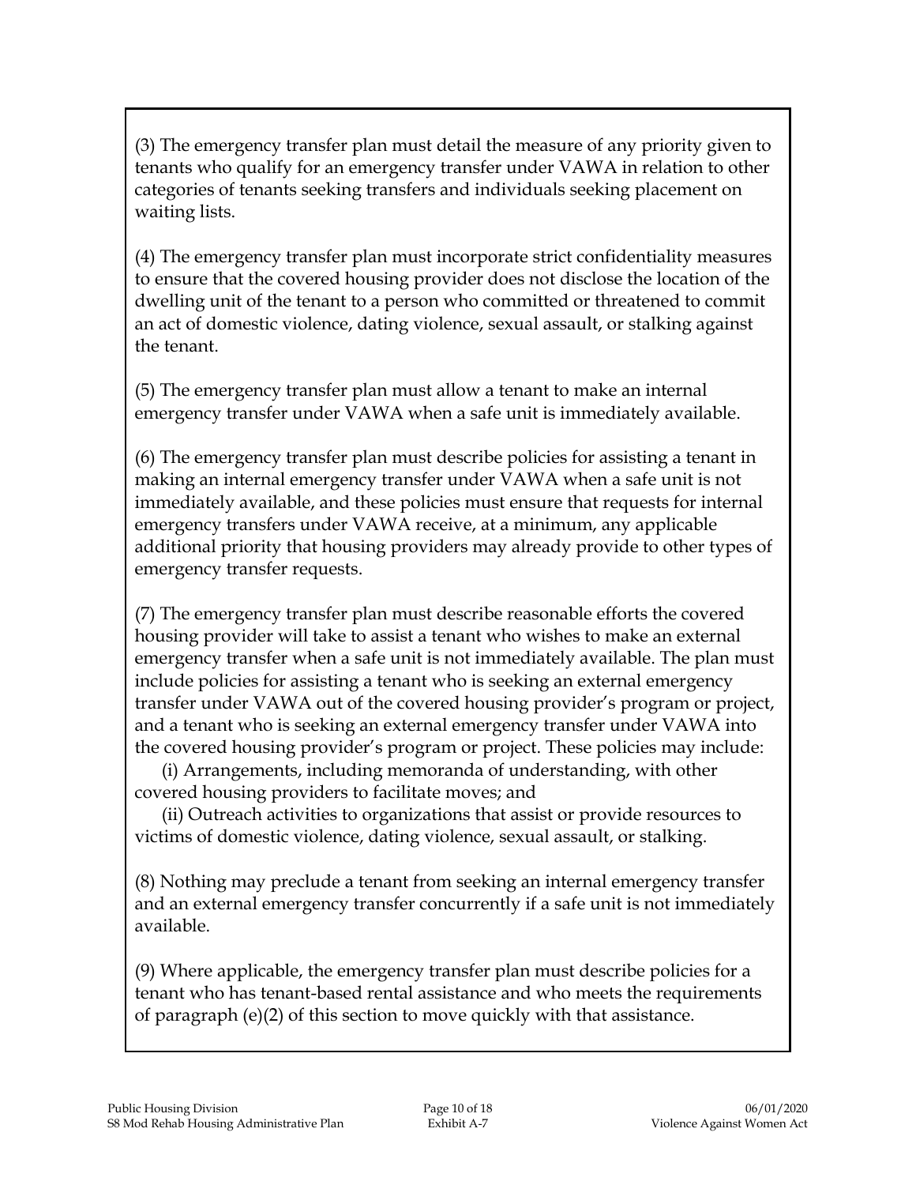(3) The emergency transfer plan must detail the measure of any priority given to tenants who qualify for an emergency transfer under VAWA in relation to other categories of tenants seeking transfers and individuals seeking placement on waiting lists.

(4) The emergency transfer plan must incorporate strict confidentiality measures to ensure that the covered housing provider does not disclose the location of the dwelling unit of the tenant to a person who committed or threatened to commit an act of domestic violence, dating violence, sexual assault, or stalking against the tenant.

(5) The emergency transfer plan must allow a tenant to make an internal emergency transfer under VAWA when a safe unit is immediately available.

(6) The emergency transfer plan must describe policies for assisting a tenant in making an internal emergency transfer under VAWA when a safe unit is not immediately available, and these policies must ensure that requests for internal emergency transfers under VAWA receive, at a minimum, any applicable additional priority that housing providers may already provide to other types of emergency transfer requests.

(7) The emergency transfer plan must describe reasonable efforts the covered housing provider will take to assist a tenant who wishes to make an external emergency transfer when a safe unit is not immediately available. The plan must include policies for assisting a tenant who is seeking an external emergency transfer under VAWA out of the covered housing provider's program or project, and a tenant who is seeking an external emergency transfer under VAWA into the covered housing provider's program or project. These policies may include:

(i) Arrangements, including memoranda of understanding, with other covered housing providers to facilitate moves; and

(ii) Outreach activities to organizations that assist or provide resources to victims of domestic violence, dating violence, sexual assault, or stalking.

(8) Nothing may preclude a tenant from seeking an internal emergency transfer and an external emergency transfer concurrently if a safe unit is not immediately available.

(9) Where applicable, the emergency transfer plan must describe policies for a tenant who has tenant-based rental assistance and who meets the requirements of paragraph (e)(2) of this section to move quickly with that assistance.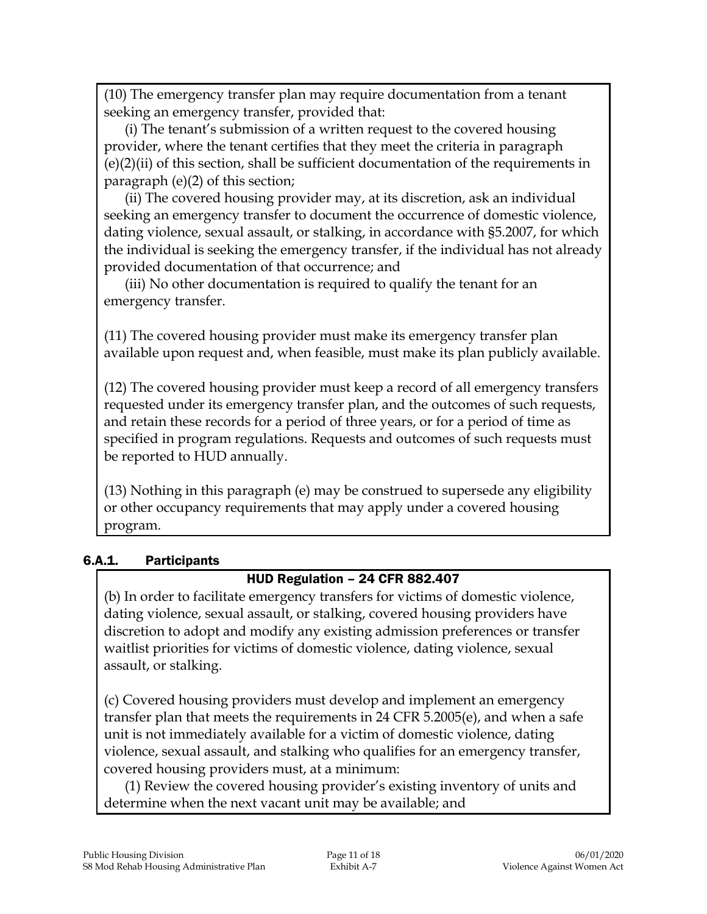(10) The emergency transfer plan may require documentation from a tenant seeking an emergency transfer, provided that:

(i) The tenant's submission of a written request to the covered housing provider, where the tenant certifies that they meet the criteria in paragraph (e)(2)(ii) of this section, shall be sufficient documentation of the requirements in paragraph (e)(2) of this section;

(ii) The covered housing provider may, at its discretion, ask an individual seeking an emergency transfer to document the occurrence of domestic violence, dating violence, sexual assault, or stalking, in accordance with §5.2007, for which the individual is seeking the emergency transfer, if the individual has not already provided documentation of that occurrence; and

(iii) No other documentation is required to qualify the tenant for an emergency transfer.

(11) The covered housing provider must make its emergency transfer plan available upon request and, when feasible, must make its plan publicly available.

(12) The covered housing provider must keep a record of all emergency transfers requested under its emergency transfer plan, and the outcomes of such requests, and retain these records for a period of three years, or for a period of time as specified in program regulations. Requests and outcomes of such requests must be reported to HUD annually.

(13) Nothing in this paragraph (e) may be construed to supersede any eligibility or other occupancy requirements that may apply under a covered housing program.

### 6.A.1. Participants

**HUD Regulation – 24 CFR 882.407**

(b) In order to facilitate emergency transfers for victims of domestic violence, dating violence, sexual assault, or stalking, covered housing providers have discretion to adopt and modify any existing admission preferences or transfer waitlist priorities for victims of domestic violence, dating violence, sexual assault, or stalking.

(c) Covered housing providers must develop and implement an emergency transfer plan that meets the requirements in 24 CFR 5.2005(e), and when a safe unit is not immediately available for a victim of domestic violence, dating violence, sexual assault, and stalking who qualifies for an emergency transfer, covered housing providers must, at a minimum:

(1) Review the covered housing provider's existing inventory of units and determine when the next vacant unit may be available; and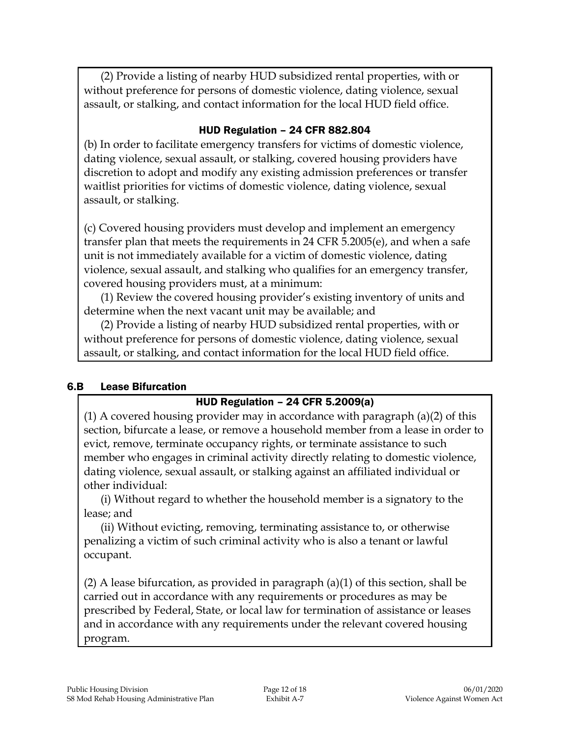(2) Provide a listing of nearby HUD subsidized rental properties, with or without preference for persons of domestic violence, dating violence, sexual assault, or stalking, and contact information for the local HUD field office.

**HUD Regulation – 24 CFR 882.804**

(b) In order to facilitate emergency transfers for victims of domestic violence, dating violence, sexual assault, or stalking, covered housing providers have discretion to adopt and modify any existing admission preferences or transfer waitlist priorities for victims of domestic violence, dating violence, sexual assault, or stalking.

(c) Covered housing providers must develop and implement an emergency transfer plan that meets the requirements in 24 CFR 5.2005(e), and when a safe unit is not immediately available for a victim of domestic violence, dating violence, sexual assault, and stalking who qualifies for an emergency transfer, covered housing providers must, at a minimum:

(1) Review the covered housing provider's existing inventory of units and determine when the next vacant unit may be available; and

(2) Provide a listing of nearby HUD subsidized rental properties, with or without preference for persons of domestic violence, dating violence, sexual assault, or stalking, and contact information for the local HUD field office.

## 6.B Lease Bifurcation

**HUD Regulation – 24 CFR 5.2009(a)**

(1) A covered housing provider may in accordance with paragraph (a)(2) of this section, bifurcate a lease, or remove a household member from a lease in order to evict, remove, terminate occupancy rights, or terminate assistance to such member who engages in criminal activity directly relating to domestic violence, dating violence, sexual assault, or stalking against an affiliated individual or other individual:

(i) Without regard to whether the household member is a signatory to the lease; and

(ii) Without evicting, removing, terminating assistance to, or otherwise penalizing a victim of such criminal activity who is also a tenant or lawful occupant.

(2) A lease bifurcation, as provided in paragraph (a)(1) of this section, shall be carried out in accordance with any requirements or procedures as may be prescribed by Federal, State, or local law for termination of assistance or leases and in accordance with any requirements under the relevant covered housing program.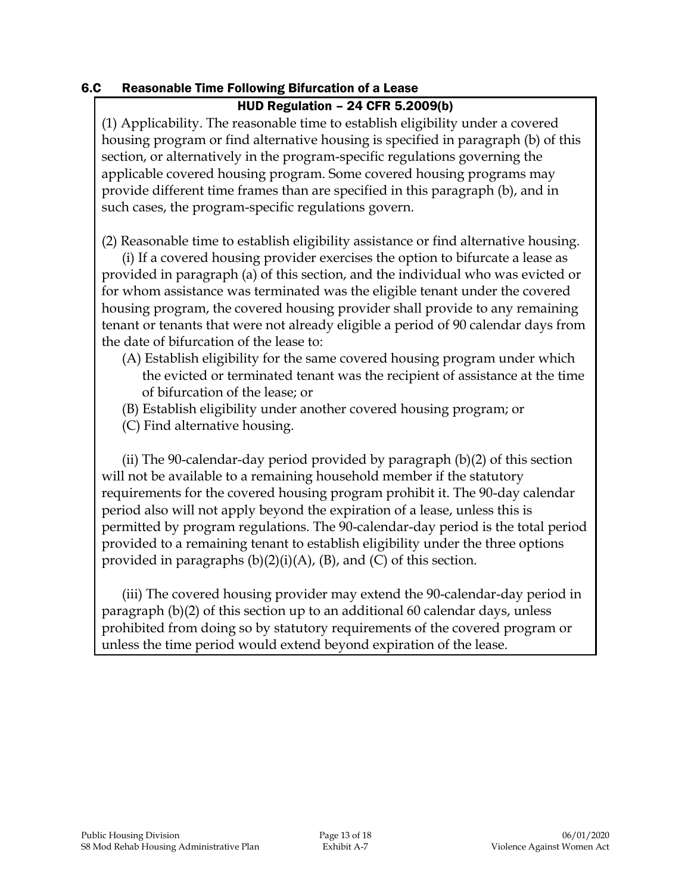### 6.C Reasonable Time Following Bifurcation of a Lease

**HUD Regulation – 24 CFR 5.2009(b)**

(1) Applicability. The reasonable time to establish eligibility under a covered housing program or find alternative housing is specified in paragraph (b) of this section, or alternatively in the program-specific regulations governing the applicable covered housing program. Some covered housing programs may provide different time frames than are specified in this paragraph (b), and in such cases, the program-specific regulations govern.

(2) Reasonable time to establish eligibility assistance or find alternative housing.

(i) If a covered housing provider exercises the option to bifurcate a lease as provided in paragraph (a) of this section, and the individual who was evicted or for whom assistance was terminated was the eligible tenant under the covered housing program, the covered housing provider shall provide to any remaining tenant or tenants that were not already eligible a period of 90 calendar days from the date of bifurcation of the lease to:

(A) Establish eligibility for the same covered housing program under which the evicted or terminated tenant was the recipient of assistance at the time of bifurcation of the lease; or

(B) Establish eligibility under another covered housing program; or

(C) Find alternative housing.

(ii) The 90-calendar-day period provided by paragraph (b)(2) of this section will not be available to a remaining household member if the statutory requirements for the covered housing program prohibit it. The 90-day calendar period also will not apply beyond the expiration of a lease, unless this is permitted by program regulations. The 90-calendar-day period is the total period provided to a remaining tenant to establish eligibility under the three options provided in paragraphs (b)(2)(i)(A), (B), and (C) of this section.

(iii) The covered housing provider may extend the 90-calendar-day period in paragraph (b)(2) of this section up to an additional 60 calendar days, unless prohibited from doing so by statutory requirements of the covered program or unless the time period would extend beyond expiration of the lease.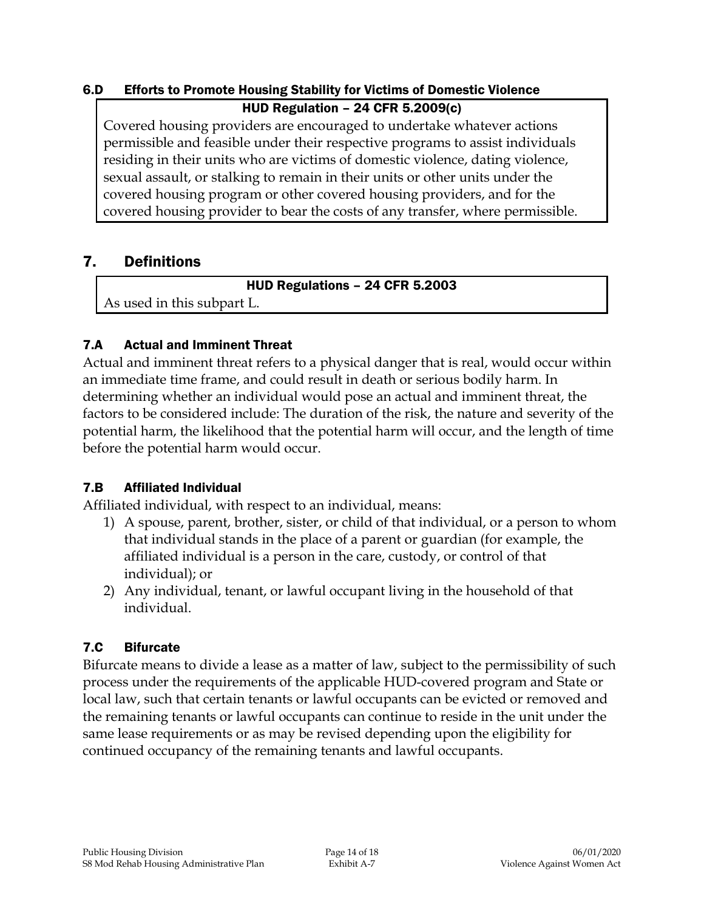### 6.D Efforts to Promote Housing Stability for Victims of Domestic Violence

**HUD Regulation – 24 CFR 5.2009(c)**

Covered housing providers are encouraged to undertake whatever actions permissible and feasible under their respective programs to assist individuals residing in their units who are victims of domestic violence, dating violence, sexual assault, or stalking to remain in their units or other units under the covered housing program or other covered housing providers, and for the covered housing provider to bear the costs of any transfer, where permissible.

## 7. Definitions

**HUD Regulations – 24 CFR 5.2003**

As used in this subpart L.

### 7.A Actual and Imminent Threat

Actual and imminent threat refers to a physical danger that is real, would occur within an immediate time frame, and could result in death or serious bodily harm. In determining whether an individual would pose an actual and imminent threat, the factors to be considered include: The duration of the risk, the nature and severity of the potential harm, the likelihood that the potential harm will occur, and the length of time before the potential harm would occur.

### 7.B Affiliated Individual

Affiliated individual, with respect to an individual, means:

1) A spouse, parent, brother, sister, or child of that individual, or a person to whom that individual stands in the place of a parent or guardian (for example, the affiliated individual is a person in the care, custody, or control of that individual); or
2) Any individual, tenant, or lawful occupant living in the household of that individual.

### 7.C Bifurcate

Bifurcate means to divide a lease as a matter of law, subject to the permissibility of such process under the requirements of the applicable HUD-covered program and State or local law, such that certain tenants or lawful occupants can be evicted or removed and the remaining tenants or lawful occupants can continue to reside in the unit under the same lease requirements or as may be revised depending upon the eligibility for continued occupancy of the remaining tenants and lawful occupants.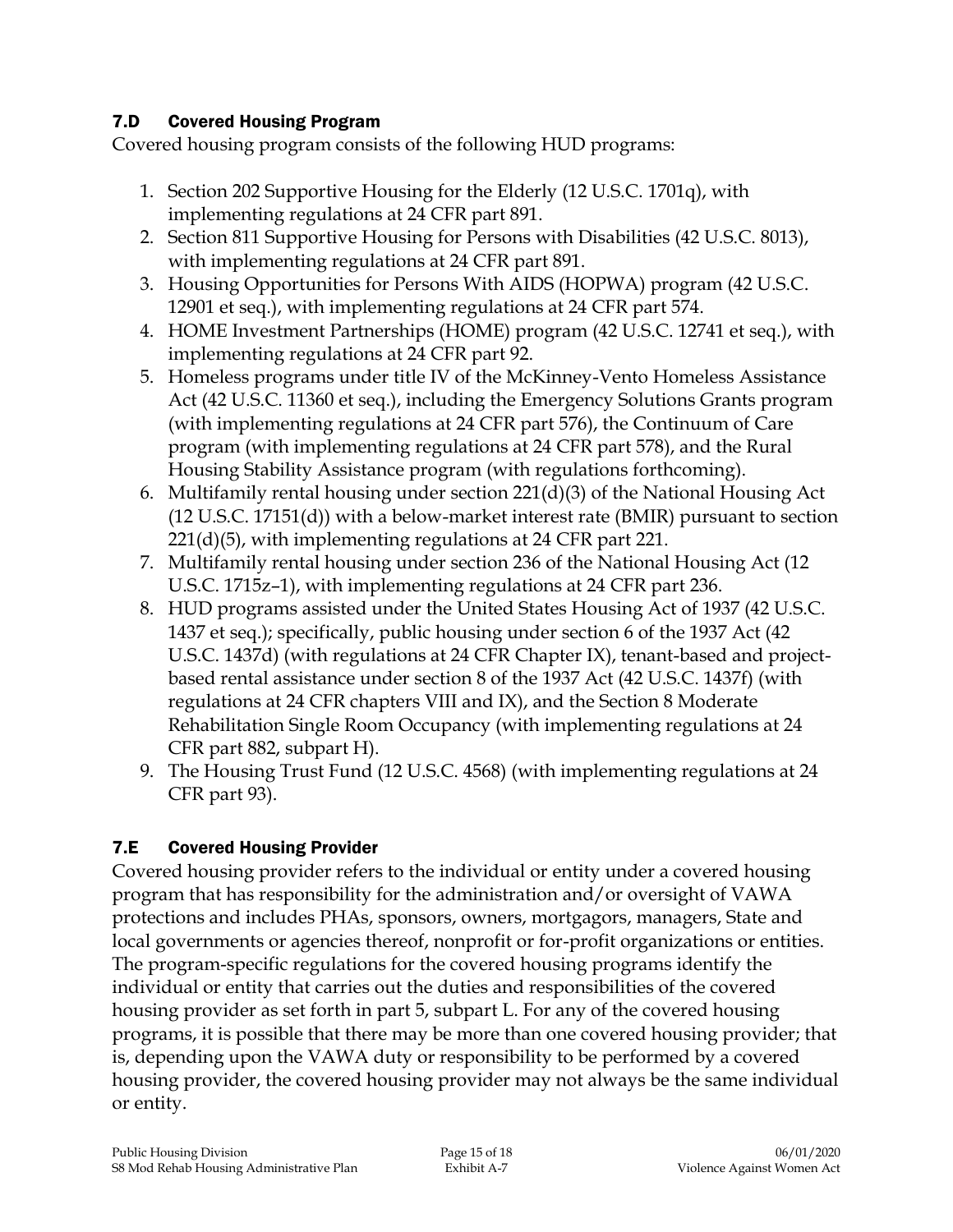## 7.D Covered Housing Program

Covered housing program consists of the following HUD programs:

1. Section 202 Supportive Housing for the Elderly (12 U.S.C. 1701q), with implementing regulations at 24 CFR part 891.
2. Section 811 Supportive Housing for Persons with Disabilities (42 U.S.C. 8013), with implementing regulations at 24 CFR part 891.
3. Housing Opportunities for Persons With AIDS (HOPWA) program (42 U.S.C. 12901 et seq.), with implementing regulations at 24 CFR part 574.
4. HOME Investment Partnerships (HOME) program (42 U.S.C. 12741 et seq.), with implementing regulations at 24 CFR part 92.
5. Homeless programs under title IV of the McKinney-Vento Homeless Assistance Act (42 U.S.C. 11360 et seq.), including the Emergency Solutions Grants program (with implementing regulations at 24 CFR part 576), the Continuum of Care program (with implementing regulations at 24 CFR part 578), and the Rural Housing Stability Assistance program (with regulations forthcoming).
6. Multifamily rental housing under section 221(d)(3) of the National Housing Act (12 U.S.C. 17151(d)) with a below-market interest rate (BMIR) pursuant to section 221(d)(5), with implementing regulations at 24 CFR part 221.
7. Multifamily rental housing under section 236 of the National Housing Act (12 U.S.C. 1715z–1), with implementing regulations at 24 CFR part 236.
8. HUD programs assisted under the United States Housing Act of 1937 (42 U.S.C. 1437 et seq.); specifically, public housing under section 6 of the 1937 Act (42 U.S.C. 1437d) (with regulations at 24 CFR Chapter IX), tenant-based and project-based rental assistance under section 8 of the 1937 Act (42 U.S.C. 1437f) (with regulations at 24 CFR chapters VIII and IX), and the Section 8 Moderate Rehabilitation Single Room Occupancy (with implementing regulations at 24 CFR part 882, subpart H).
9. The Housing Trust Fund (12 U.S.C. 4568) (with implementing regulations at 24 CFR part 93).

## 7.E Covered Housing Provider

Covered housing provider refers to the individual or entity under a covered housing program that has responsibility for the administration and/or oversight of VAWA protections and includes PHAs, sponsors, owners, mortgagors, managers, State and local governments or agencies thereof, nonprofit or for-profit organizations or entities. The program-specific regulations for the covered housing programs identify the individual or entity that carries out the duties and responsibilities of the covered housing provider as set forth in part 5, subpart L. For any of the covered housing programs, it is possible that there may be more than one covered housing provider; that is, depending upon the VAWA duty or responsibility to be performed by a covered housing provider, the covered housing provider may not always be the same individual or entity.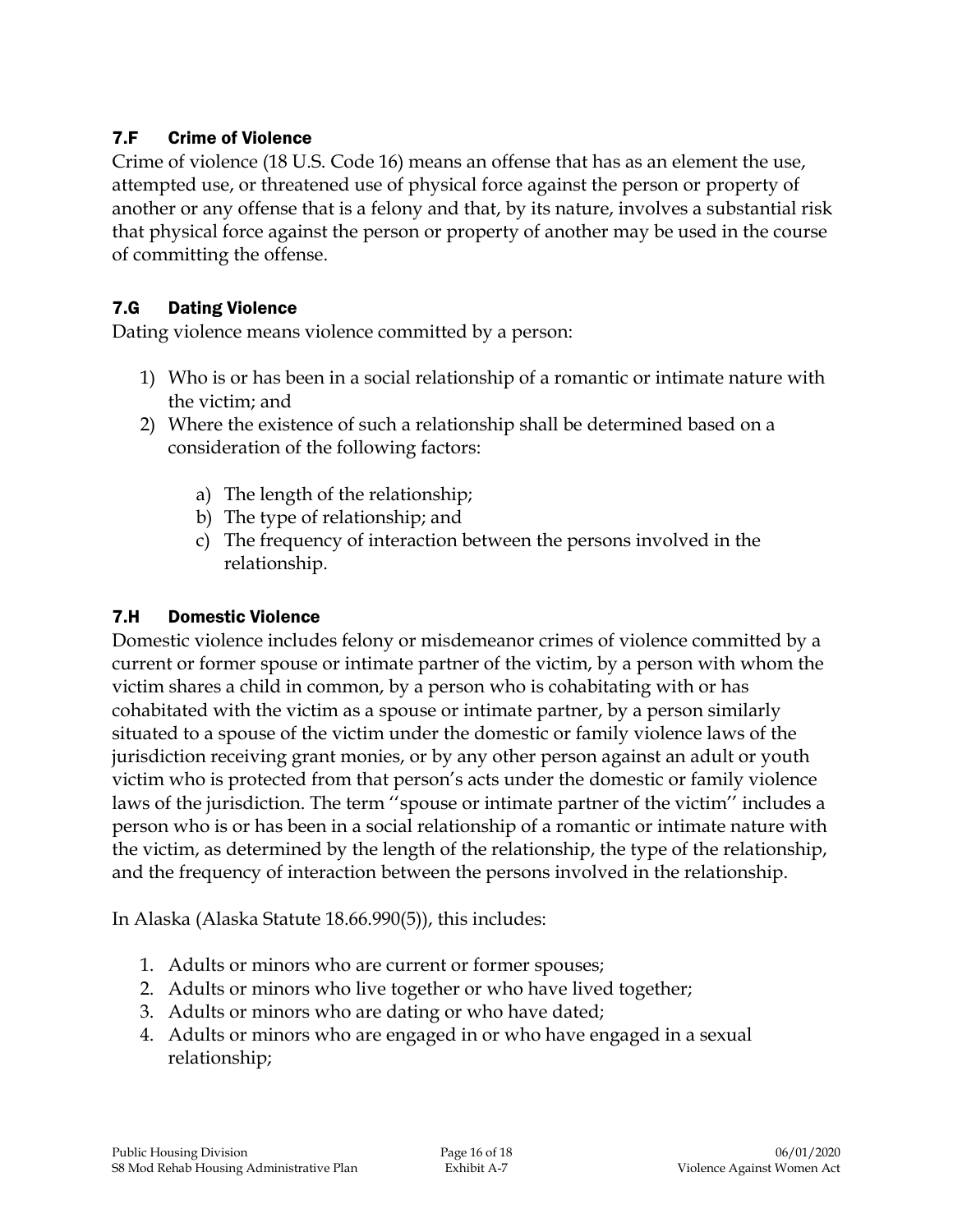### 7.F Crime of Violence

Crime of violence (18 U.S. Code 16) means an offense that has as an element the use, attempted use, or threatened use of physical force against the person or property of another or any offense that is a felony and that, by its nature, involves a substantial risk that physical force against the person or property of another may be used in the course of committing the offense.

### 7.G Dating Violence

Dating violence means violence committed by a person:

1) Who is or has been in a social relationship of a romantic or intimate nature with the victim; and
2) Where the existence of such a relationship shall be determined based on a consideration of the following factors:
   a) The length of the relationship;
   b) The type of relationship; and
   c) The frequency of interaction between the persons involved in the relationship.

### 7.H Domestic Violence

Domestic violence includes felony or misdemeanor crimes of violence committed by a current or former spouse or intimate partner of the victim, by a person with whom the victim shares a child in common, by a person who is cohabitating with or has cohabitated with the victim as a spouse or intimate partner, by a person similarly situated to a spouse of the victim under the domestic or family violence laws of the jurisdiction receiving grant monies, or by any other person against an adult or youth victim who is protected from that person's acts under the domestic or family violence laws of the jurisdiction. The term ''spouse or intimate partner of the victim'' includes a person who is or has been in a social relationship of a romantic or intimate nature with the victim, as determined by the length of the relationship, the type of the relationship, and the frequency of interaction between the persons involved in the relationship.

In Alaska (Alaska Statute 18.66.990(5)), this includes:

1. Adults or minors who are current or former spouses;
2. Adults or minors who live together or who have lived together;
3. Adults or minors who are dating or who have dated;
4. Adults or minors who are engaged in or who have engaged in a sexual relationship;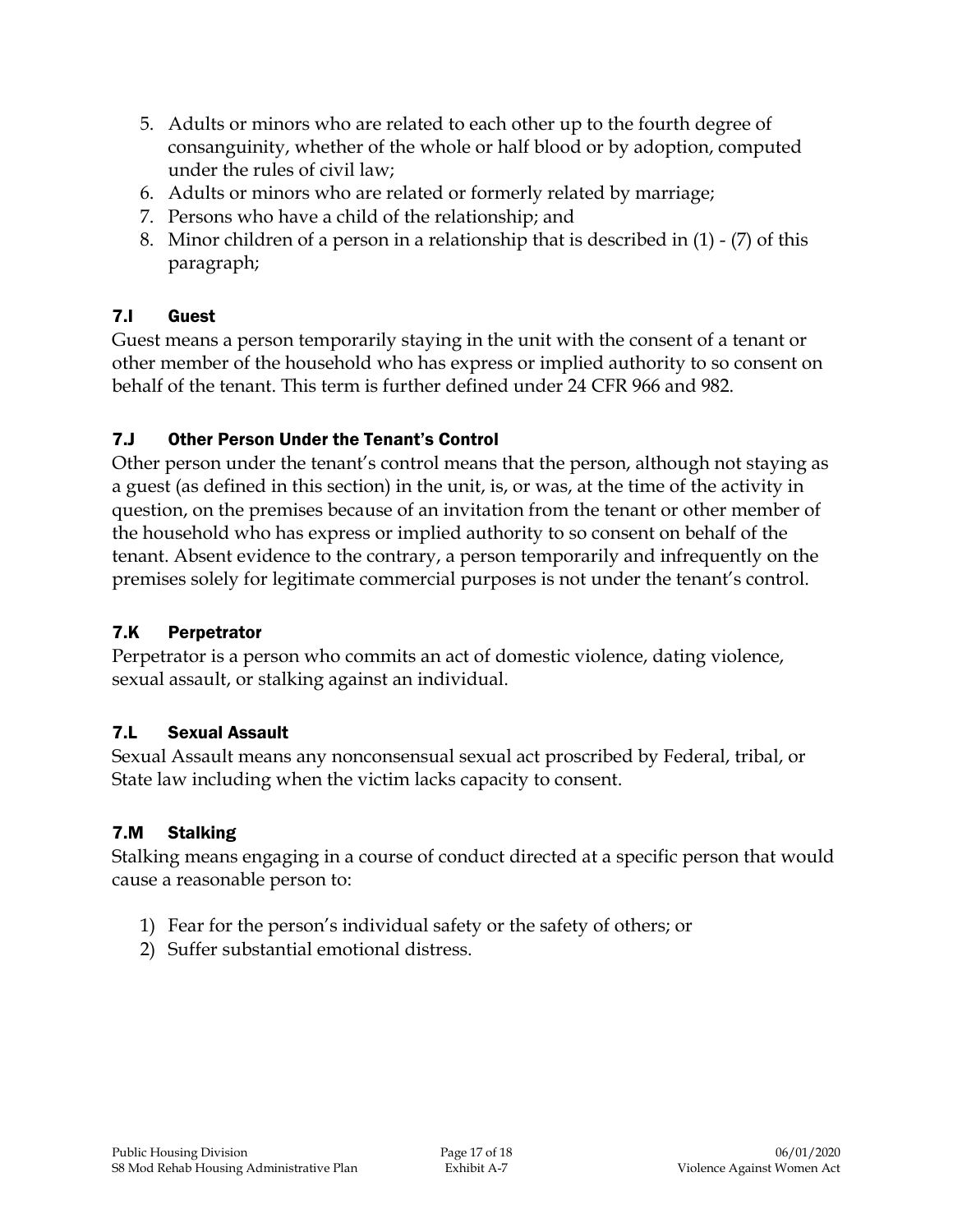5. Adults or minors who are related to each other up to the fourth degree of consanguinity, whether of the whole or half blood or by adoption, computed under the rules of civil law;
6. Adults or minors who are related or formerly related by marriage;
7. Persons who have a child of the relationship; and
8. Minor children of a person in a relationship that is described in (1) - (7) of this paragraph;

### 7.I Guest

Guest means a person temporarily staying in the unit with the consent of a tenant or other member of the household who has express or implied authority to so consent on behalf of the tenant. This term is further defined under 24 CFR 966 and 982.

### 7.J Other Person Under the Tenant's Control

Other person under the tenant's control means that the person, although not staying as a guest (as defined in this section) in the unit, is, or was, at the time of the activity in question, on the premises because of an invitation from the tenant or other member of the household who has express or implied authority to so consent on behalf of the tenant. Absent evidence to the contrary, a person temporarily and infrequently on the premises solely for legitimate commercial purposes is not under the tenant's control.

### 7.K Perpetrator

Perpetrator is a person who commits an act of domestic violence, dating violence, sexual assault, or stalking against an individual.

### 7.L Sexual Assault

Sexual Assault means any nonconsensual sexual act proscribed by Federal, tribal, or State law including when the victim lacks capacity to consent.

### 7.M Stalking

Stalking means engaging in a course of conduct directed at a specific person that would cause a reasonable person to:

1) Fear for the person's individual safety or the safety of others; or
2) Suffer substantial emotional distress.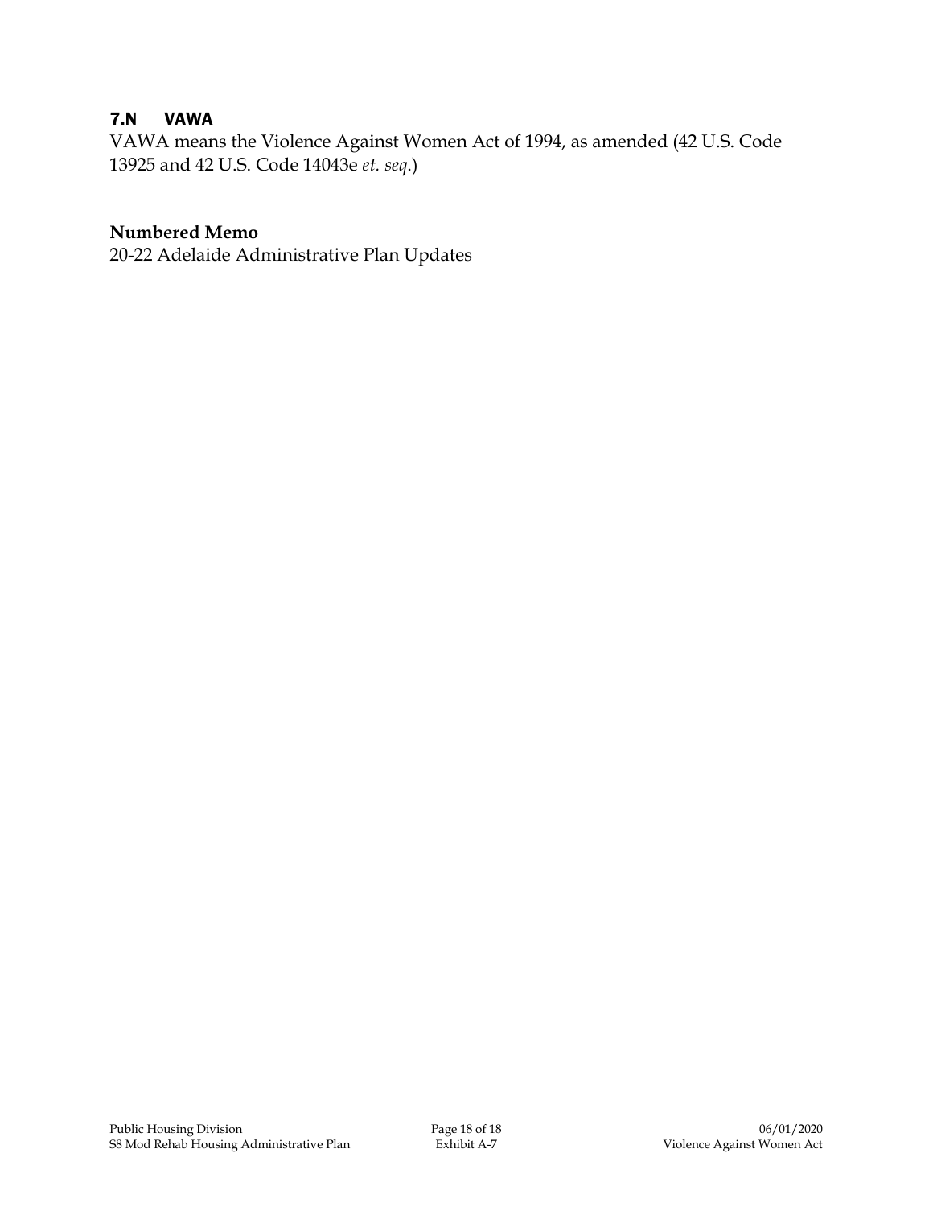### 7.N VAWA

VAWA means the Violence Against Women Act of 1994, as amended (42 U.S. Code 13925 and 42 U.S. Code 14043e *et. seq*.)

**Numbered Memo**

20-22 Adelaide Administrative Plan Updates